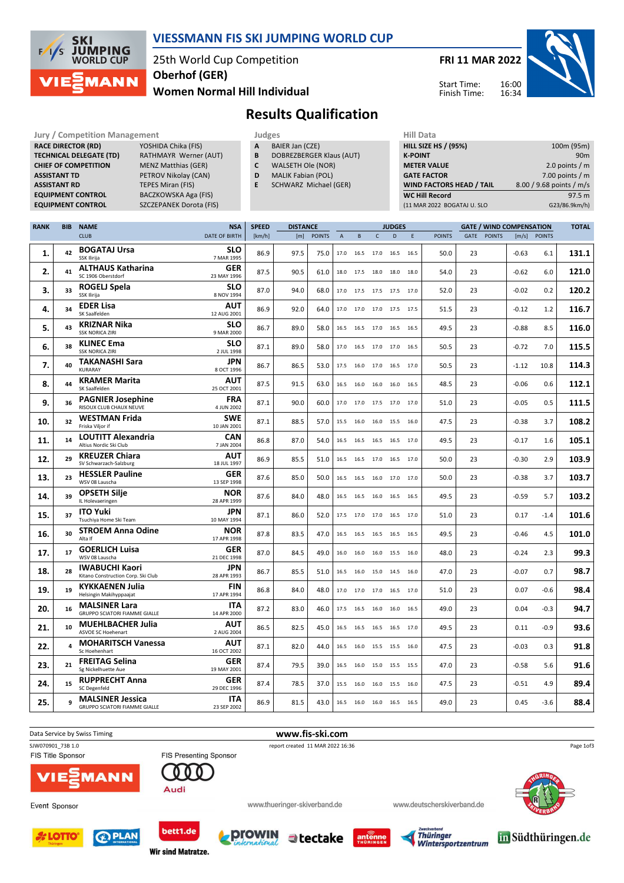# VIESSMANN FIS SKI JUMPING WORLD CUP

25th World Cup Competition
Oberhof (GER)
Women Normal Hill Individual

FRI 11 MAR 2022

Start Time: 16:00
Finish Time: 16:34

## Results Qualification

| Jury / Competition Management | |
|---|---|
| RACE DIRECTOR (RD) | YOSHIDA Chika (FIS) |
| TECHNICAL DELEGATE (TD) | RATHMAYR Werner (AUT) |
| CHIEF OF COMPETITION | MENZ Matthias (GER) |
| ASSISTANT TD | PETROV Nikolay (CAN) |
| ASSISTANT RD | TEPES Miran (FIS) |
| EQUIPMENT CONTROL | BACZKOWSKA Aga (FIS) |
| EQUIPMENT CONTROL | SZCZEPANEK Dorota (FIS) |

| Judges | |
|---|---|
| A | BAIER Jan (CZE) |
| B | DOBREZBERGER Klaus (AUT) |
| C | WALSETH Ole (NOR) |
| D | MALIK Fabian (POL) |
| E | SCHWARZ Michael (GER) |

| Hill Data | |
|---|---|
| HILL SIZE HS / (95%) | 100m (95m) |
| K-POINT | 90m |
| METER VALUE | 2.0 points / m |
| GATE FACTOR | 7.00 points / m |
| WIND FACTORS HEAD / TAIL | 8.00 / 9.68 points / m/s |
| WC Hill Record | 97.5 m |
| (11 MAR 2022 BOGATAJ U. SLO | G23/86.9km/h) |

| RANK | BIB | NAME / CLUB | NSA / DATE OF BIRTH | SPEED [km/h] | DISTANCE [m] | DISTANCE POINTS | A | B | C | D | E | JUDGES POINTS | GATE | GATE POINTS | WIND [m/s] | WIND POINTS | TOTAL |
|---|---|---|---|---|---|---|---|---|---|---|---|---|---|---|---|---|---|
| 1. | 42 | BOGATAJ Ursa / SSK Ilirija | SLO / 7 MAR 1995 | 86.9 | 97.5 | 75.0 | 17.0 | 16.5 | 17.0 | 16.5 | 16.5 | 50.0 | 23 | | -0.63 | 6.1 | 131.1 |
| 2. | 41 | ALTHAUS Katharina / SC 1906 Oberstdorf | GER / 23 MAY 1996 | 87.5 | 90.5 | 61.0 | 18.0 | 17.5 | 18.0 | 18.0 | 18.0 | 54.0 | 23 | | -0.62 | 6.0 | 121.0 |
| 3. | 33 | ROGELJ Spela / SSK Ilirija | SLO / 8 NOV 1994 | 87.0 | 94.0 | 68.0 | 17.0 | 17.5 | 17.5 | 17.5 | 17.0 | 52.0 | 23 | | -0.02 | 0.2 | 120.2 |
| 4. | 34 | EDER Lisa / SK Saalfelden | AUT / 12 AUG 2001 | 86.9 | 92.0 | 64.0 | 17.0 | 17.0 | 17.0 | 17.5 | 17.5 | 51.5 | 23 | | -0.12 | 1.2 | 116.7 |
| 5. | 43 | KRIZNAR Nika / SSK NORICA ZIRI | SLO / 9 MAR 2000 | 86.7 | 89.0 | 58.0 | 16.5 | 16.5 | 17.0 | 16.5 | 16.5 | 49.5 | 23 | | -0.88 | 8.5 | 116.0 |
| 6. | 38 | KLINEC Ema / SSK NORICA ZIRI | SLO / 2 JUL 1998 | 87.1 | 89.0 | 58.0 | 17.0 | 16.5 | 17.0 | 17.0 | 16.5 | 50.5 | 23 | | -0.72 | 7.0 | 115.5 |
| 7. | 40 | TAKANASHI Sara / KURARAY | JPN / 8 OCT 1996 | 86.7 | 86.5 | 53.0 | 17.5 | 16.0 | 17.0 | 16.5 | 17.0 | 50.5 | 23 | | -1.12 | 10.8 | 114.3 |
| 8. | 44 | KRAMER Marita / SK Saalfelden | AUT / 25 OCT 2001 | 87.5 | 91.5 | 63.0 | 16.5 | 16.0 | 16.0 | 16.0 | 16.5 | 48.5 | 23 | | -0.06 | 0.6 | 112.1 |
| 9. | 36 | PAGNIER Josephine / RISOUX CLUB CHAUX NEUVE | FRA / 4 JUN 2002 | 87.1 | 90.0 | 60.0 | 17.0 | 17.0 | 17.5 | 17.0 | 17.0 | 51.0 | 23 | | -0.05 | 0.5 | 111.5 |
| 10. | 32 | WESTMAN Frida / Friska Viljor if | SWE / 10 JAN 2001 | 87.1 | 88.5 | 57.0 | 15.5 | 16.0 | 16.0 | 15.5 | 16.0 | 47.5 | 23 | | -0.38 | 3.7 | 108.2 |
| 11. | 14 | LOUTITT Alexandria / Altius Nordic Ski Club | CAN / 7 JAN 2004 | 86.8 | 87.0 | 54.0 | 16.5 | 16.5 | 16.5 | 16.5 | 17.0 | 49.5 | 23 | | -0.17 | 1.6 | 105.1 |
| 12. | 29 | KREUZER Chiara / SV Schwarzach-Salzburg | AUT / 18 JUL 1997 | 86.9 | 85.5 | 51.0 | 16.5 | 16.5 | 17.0 | 16.5 | 17.0 | 50.0 | 23 | | -0.30 | 2.9 | 103.9 |
| 13. | 23 | HESSLER Pauline / WSV 08 Lauscha | GER / 13 SEP 1998 | 87.6 | 85.0 | 50.0 | 16.5 | 16.5 | 16.0 | 17.0 | 17.0 | 50.0 | 23 | | -0.38 | 3.7 | 103.7 |
| 14. | 39 | OPSETH Silje / IL Holevaeringen | NOR / 28 APR 1999 | 87.6 | 84.0 | 48.0 | 16.5 | 16.5 | 16.0 | 16.5 | 16.5 | 49.5 | 23 | | -0.59 | 5.7 | 103.2 |
| 15. | 37 | ITO Yuki / Tsuchiya Home Ski Team | JPN / 10 MAY 1994 | 87.1 | 86.0 | 52.0 | 17.5 | 17.0 | 17.0 | 16.5 | 17.0 | 51.0 | 23 | | 0.17 | -1.4 | 101.6 |
| 16. | 30 | STROEM Anna Odine / Alta If | NOR / 17 APR 1998 | 87.8 | 83.5 | 47.0 | 16.5 | 16.5 | 16.5 | 16.5 | 16.5 | 49.5 | 23 | | -0.46 | 4.5 | 101.0 |
| 17. | 17 | GOERLICH Luisa / WSV 08 Lauscha | GER / 21 DEC 1998 | 87.0 | 84.5 | 49.0 | 16.0 | 16.0 | 16.0 | 15.5 | 16.0 | 48.0 | 23 | | -0.24 | 2.3 | 99.3 |
| 18. | 28 | IWABUCHI Kaori / Kitano Construction Corp. Ski Club | JPN / 28 APR 1993 | 86.7 | 85.5 | 51.0 | 16.5 | 16.0 | 15.0 | 14.5 | 16.0 | 47.0 | 23 | | -0.07 | 0.7 | 98.7 |
| 19. | 19 | KYKKAENEN Julia / Helsingin Makihyppaajat | FIN / 17 APR 1994 | 86.8 | 84.0 | 48.0 | 17.0 | 17.0 | 17.0 | 16.5 | 17.0 | 51.0 | 23 | | 0.07 | -0.6 | 98.4 |
| 20. | 16 | MALSINER Lara / GRUPPO SCIATORI FIAMME GIALLE | ITA / 14 APR 2000 | 87.2 | 83.0 | 46.0 | 17.5 | 16.5 | 16.0 | 16.0 | 16.5 | 49.0 | 23 | | 0.04 | -0.3 | 94.7 |
| 21. | 10 | MUEHLBACHER Julia / ASVOE SC Hoehenhart | AUT / 2 AUG 2004 | 86.5 | 82.5 | 45.0 | 16.5 | 16.5 | 16.5 | 16.5 | 17.0 | 49.5 | 23 | | 0.11 | -0.9 | 93.6 |
| 22. | 4 | MOHARITSCH Vanessa / Sc Hoehenhart | AUT / 16 OCT 2002 | 87.1 | 82.0 | 44.0 | 16.5 | 16.0 | 15.5 | 15.5 | 16.0 | 47.5 | 23 | | -0.03 | 0.3 | 91.8 |
| 23. | 21 | FREITAG Selina / Sg Nickelhuette Aue | GER / 19 MAY 2001 | 87.4 | 79.5 | 39.0 | 16.5 | 16.0 | 15.0 | 15.5 | 15.5 | 47.0 | 23 | | -0.58 | 5.6 | 91.6 |
| 24. | 15 | RUPPRECHT Anna / SC Degenfeld | GER / 29 DEC 1996 | 87.4 | 78.5 | 37.0 | 15.5 | 16.0 | 16.0 | 15.5 | 16.0 | 47.5 | 23 | | -0.51 | 4.9 | 89.4 |
| 25. | 9 | MALSINER Jessica / GRUPPO SCIATORI FIAMME GIALLE | ITA / 23 SEP 2002 | 86.9 | 81.5 | 43.0 | 16.5 | 16.0 | 16.0 | 16.5 | 16.5 | 49.0 | 23 | | 0.45 | -3.6 | 88.4 |

Data Service by Swiss Timing

www.fis-ski.com

SJW070901_73B 1.0 report created 11 MAR 2022 16:36

FIS Title Sponsor: VIESSMANN
FIS Presenting Sponsor: Audi

Event Sponsor

www.thueringer-skiverband.de www.deutscherskiverband.de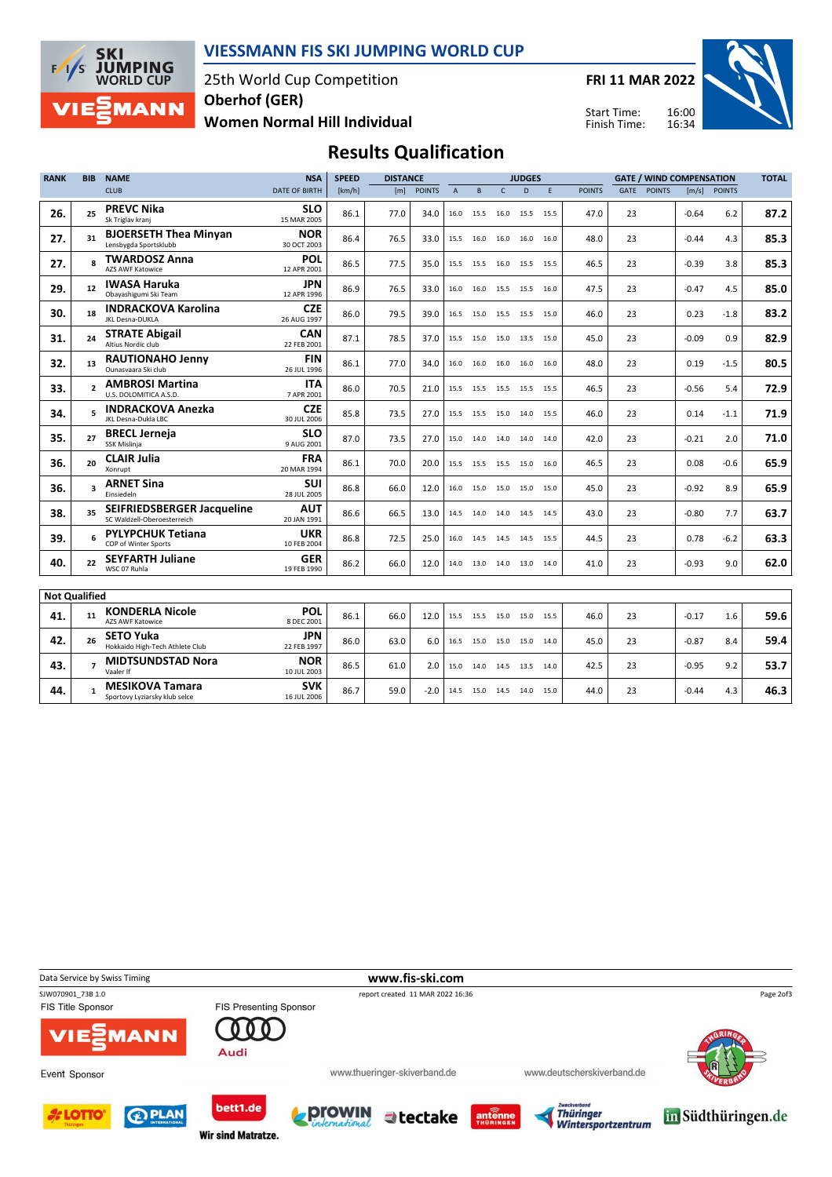# VIESSMANN FIS SKI JUMPING WORLD CUP

25th World Cup Competition
**Oberhof (GER)**
**Women Normal Hill Individual**

**FRI 11 MAR 2022**

Start Time: 16:00
Finish Time: 16:34

## Results Qualification

| RANK | BIB | NAME / CLUB | NSA / DATE OF BIRTH | SPEED [km/h] | DISTANCE [m] | DISTANCE POINTS | A | B | C | D | E | JUDGES POINTS | GATE | GATE POINTS | WIND [m/s] | WIND POINTS | TOTAL |
|---|---|---|---|---|---|---|---|---|---|---|---|---|---|---|---|---|---|
| 26. | 25 | **PREVC Nika** Sk Triglav kranj | SLO 15 MAR 2005 | 86.1 | 77.0 | 34.0 | 16.0 | 15.5 | 16.0 | 15.5 | 15.5 | 47.0 | 23 | | -0.64 | 6.2 | 87.2 |
| 27. | 31 | **BJOERSETH Thea Minyan** Lensbygda Sportsklubb | NOR 30 OCT 2003 | 86.4 | 76.5 | 33.0 | 15.5 | 16.0 | 16.0 | 16.0 | 16.0 | 48.0 | 23 | | -0.44 | 4.3 | 85.3 |
| 27. | 8 | **TWARDOSZ Anna** AZS AWF Katowice | POL 12 APR 2001 | 86.5 | 77.5 | 35.0 | 15.5 | 15.5 | 16.0 | 15.5 | 15.5 | 46.5 | 23 | | -0.39 | 3.8 | 85.3 |
| 29. | 12 | **IWASA Haruka** Obayashigumi Ski Team | JPN 12 APR 1996 | 86.9 | 76.5 | 33.0 | 16.0 | 16.0 | 15.5 | 15.5 | 16.0 | 47.5 | 23 | | -0.47 | 4.5 | 85.0 |
| 30. | 18 | **INDRACKOVA Karolina** JKL Desna-DUKLA | CZE 26 AUG 1997 | 86.0 | 79.5 | 39.0 | 16.5 | 15.0 | 15.5 | 15.5 | 15.0 | 46.0 | 23 | | 0.23 | -1.8 | 83.2 |
| 31. | 24 | **STRATE Abigail** Altius Nordic club | CAN 22 FEB 2001 | 87.1 | 78.5 | 37.0 | 15.5 | 15.0 | 15.0 | 13.5 | 15.0 | 45.0 | 23 | | -0.09 | 0.9 | 82.9 |
| 32. | 13 | **RAUTIONAHO Jenny** Ounasvaara Ski club | FIN 26 JUL 1996 | 86.1 | 77.0 | 34.0 | 16.0 | 16.0 | 16.0 | 16.0 | 16.0 | 48.0 | 23 | | 0.19 | -1.5 | 80.5 |
| 33. | 2 | **AMBROSI Martina** U.S. DOLOMITICA A.S.D. | ITA 7 APR 2001 | 86.0 | 70.5 | 21.0 | 15.5 | 15.5 | 15.5 | 15.5 | 15.5 | 46.5 | 23 | | -0.56 | 5.4 | 72.9 |
| 34. | 5 | **INDRACKOVA Anezka** JKL Desna-Dukla LBC | CZE 30 JUL 2006 | 85.8 | 73.5 | 27.0 | 15.5 | 15.5 | 15.0 | 14.0 | 15.5 | 46.0 | 23 | | 0.14 | -1.1 | 71.9 |
| 35. | 27 | **BRECL Jerneja** SSK Mislinja | SLO 9 AUG 2001 | 87.0 | 73.5 | 27.0 | 15.0 | 14.0 | 14.0 | 14.0 | 14.0 | 42.0 | 23 | | -0.21 | 2.0 | 71.0 |
| 36. | 20 | **CLAIR Julia** Xonrupt | FRA 20 MAR 1994 | 86.1 | 70.0 | 20.0 | 15.5 | 15.5 | 15.5 | 15.0 | 16.0 | 46.5 | 23 | | 0.08 | -0.6 | 65.9 |
| 36. | 3 | **ARNET Sina** Einsiedeln | SUI 28 JUL 2005 | 86.8 | 66.0 | 12.0 | 16.0 | 15.0 | 15.0 | 15.0 | 15.0 | 45.0 | 23 | | -0.92 | 8.9 | 65.9 |
| 38. | 35 | **SEIFRIEDSBERGER Jacqueline** SC Waldzell-Oberoesterreich | AUT 20 JAN 1991 | 86.6 | 66.5 | 13.0 | 14.5 | 14.0 | 14.0 | 14.5 | 14.5 | 43.0 | 23 | | -0.80 | 7.7 | 63.7 |
| 39. | 6 | **PYLYPCHUK Tetiana** COP of Winter Sports | UKR 10 FEB 2004 | 86.8 | 72.5 | 25.0 | 16.0 | 14.5 | 14.5 | 14.5 | 15.5 | 44.5 | 23 | | 0.78 | -6.2 | 63.3 |
| 40. | 22 | **SEYFARTH Juliane** WSC 07 Ruhla | GER 19 FEB 1990 | 86.2 | 66.0 | 12.0 | 14.0 | 13.0 | 14.0 | 13.0 | 14.0 | 41.0 | 23 | | -0.93 | 9.0 | 62.0 |

**Not Qualified**

| RANK | BIB | NAME / CLUB | NSA / DATE OF BIRTH | SPEED [km/h] | DISTANCE [m] | DISTANCE POINTS | A | B | C | D | E | JUDGES POINTS | GATE | GATE POINTS | WIND [m/s] | WIND POINTS | TOTAL |
|---|---|---|---|---|---|---|---|---|---|---|---|---|---|---|---|---|---|
| 41. | 11 | **KONDERLA Nicole** AZS AWF Katowice | POL 8 DEC 2001 | 86.1 | 66.0 | 12.0 | 15.5 | 15.5 | 15.0 | 15.0 | 15.5 | 46.0 | 23 | | -0.17 | 1.6 | 59.6 |
| 42. | 26 | **SETO Yuka** Hokkaido High-Tech Athlete Club | JPN 22 FEB 1997 | 86.0 | 63.0 | 6.0 | 16.5 | 15.0 | 15.0 | 15.0 | 14.0 | 45.0 | 23 | | -0.87 | 8.4 | 59.4 |
| 43. | 7 | **MIDTSUNDSTAD Nora** Vaaler If | NOR 10 JUL 2003 | 86.5 | 61.0 | 2.0 | 15.0 | 14.0 | 14.5 | 13.5 | 14.0 | 42.5 | 23 | | -0.95 | 9.2 | 53.7 |
| 44. | 1 | **MESIKOVA Tamara** Sportovy Lyziarsky klub selce | SVK 16 JUL 2006 | 86.7 | 59.0 | -2.0 | 14.5 | 15.0 | 14.5 | 14.0 | 15.0 | 44.0 | 23 | | -0.44 | 4.3 | 46.3 |

Data Service by Swiss Timing — www.fis-ski.com

SJW070901_73B 1.0 — report created 11 MAR 2022 16:36

FIS Title Sponsor: VIESSMANN — FIS Presenting Sponsor: Audi

Event Sponsor

www.thueringer-skiverband.de — www.deutscherskiverband.de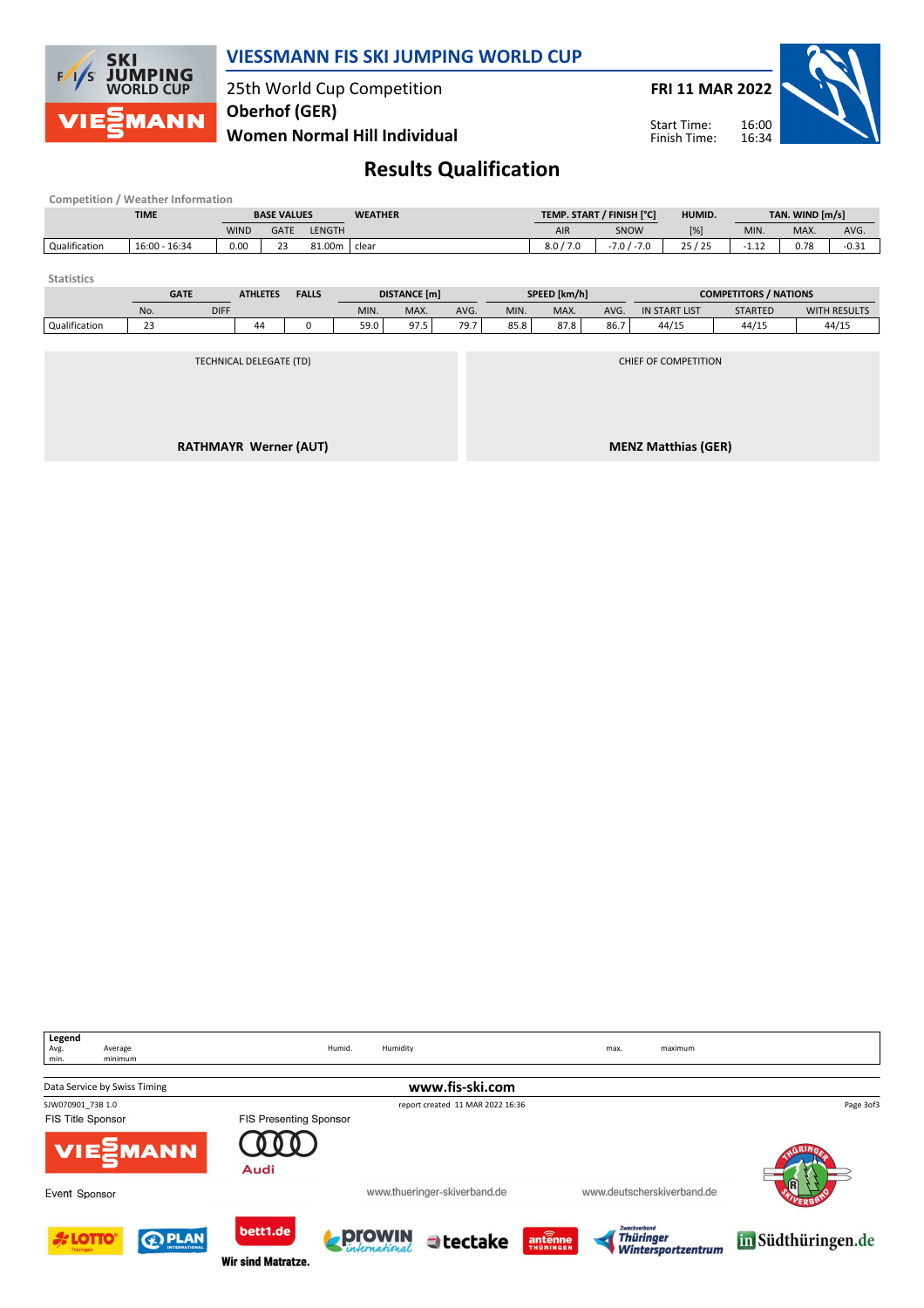# VIESSMANN FIS SKI JUMPING WORLD CUP

25th World Cup Competition

**Oberhof (GER)**

**Women Normal Hill Individual**

**FRI 11 MAR 2022**

Start Time: 16:00
Finish Time: 16:34

## Results Qualification

Competition / Weather Information

| | TIME | BASE VALUES | | | WEATHER | TEMP. START / FINISH [°C] | | HUMID. | TAN. WIND [m/s] | | |
|---|---|---|---|---|---|---|---|---|---|---|---|
| | | WIND | GATE | LENGTH | | AIR | SNOW | [%] | MIN. | MAX. | AVG. |
| Qualification | 16:00 - 16:34 | 0.00 | 23 | 81.00m | clear | 8.0 / 7.0 | -7.0 / -7.0 | 25 / 25 | -1.12 | 0.78 | -0.31 |

Statistics

| | GATE | | ATHLETES | FALLS | DISTANCE [m] | | | SPEED [km/h] | | | COMPETITORS / NATIONS | | |
|---|---|---|---|---|---|---|---|---|---|---|---|---|---|
| | No. | DIFF | | | MIN. | MAX. | AVG. | MIN. | MAX. | AVG. | IN START LIST | STARTED | WITH RESULTS |
| Qualification | 23 | | 44 | 0 | 59.0 | 97.5 | 79.7 | 85.8 | 87.8 | 86.7 | 44/15 | 44/15 | 44/15 |

| TECHNICAL DELEGATE (TD) | CHIEF OF COMPETITION |
|---|---|
| **RATHMAYR Werner (AUT)** | **MENZ Matthias (GER)** |

**Legend**

| | | | | | |
|---|---|---|---|---|---|
| Avg. | Average | Humid. | Humidity | max. | maximum |
| min. | minimum | | | | |

Data Service by Swiss Timing

www.fis-ski.com

SJW070901_73B 1.0

report created 11 MAR 2022 16:36

FIS Title Sponsor

FIS Presenting Sponsor

Event Sponsor

www.thueringer-skiverband.de

www.deutscherskiverband.de